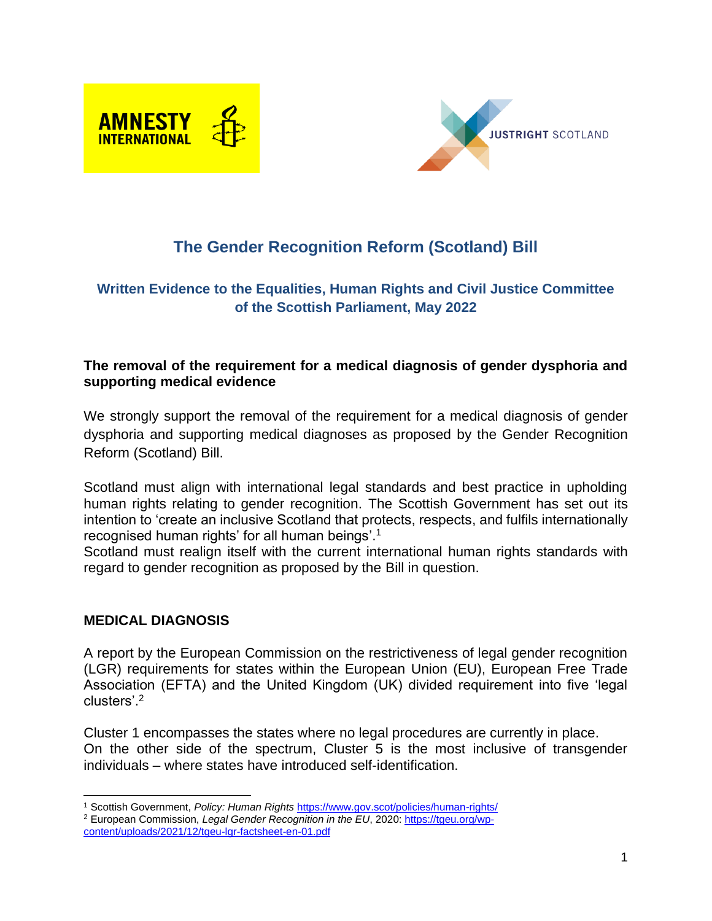# The Gender Recognition Reform (Scotland) Bill

## Written Evidence to the Equalities, Human Rights and Civil Justice Committee of the Scottish Parliament, May 2022

**The removal of the requirement for a medical diagnosis of gender dysphoria and supporting medical evidence**

We strongly support the removal of the requirement for a medical diagnosis of gender dysphoria and supporting medical diagnoses as proposed by the Gender Recognition Reform (Scotland) Bill.

Scotland must align with international legal standards and best practice in upholding human rights relating to gender recognition. The Scottish Government has set out its intention to 'create an inclusive Scotland that protects, respects, and fulfils internationally recognised human rights' for all human beings'.[1]
Scotland must realign itself with the current international human rights standards with regard to gender recognition as proposed by the Bill in question.

### MEDICAL DIAGNOSIS

A report by the European Commission on the restrictiveness of legal gender recognition (LGR) requirements for states within the European Union (EU), European Free Trade Association (EFTA) and the United Kingdom (UK) divided requirement into five 'legal clusters'.[2]

Cluster 1 encompasses the states where no legal procedures are currently in place.
On the other side of the spectrum, Cluster 5 is the most inclusive of transgender individuals – where states have introduced self-identification.

---

[1] Scottish Government, *Policy: Human Rights* https://www.gov.scot/policies/human-rights/
[2] European Commission, *Legal Gender Recognition in the EU*, 2020: https://tgeu.org/wp-content/uploads/2021/12/tgeu-lgr-factsheet-en-01.pdf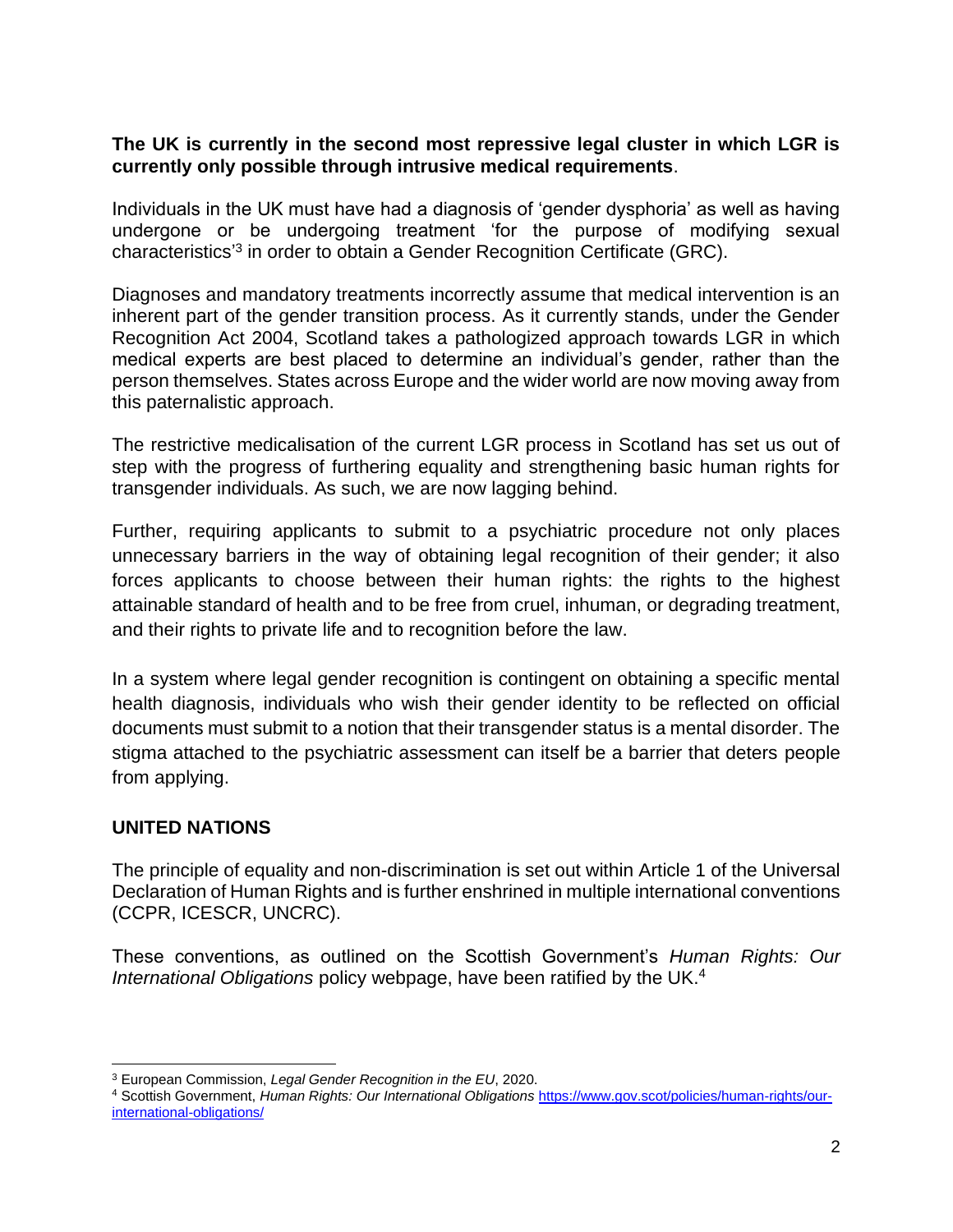**The UK is currently in the second most repressive legal cluster in which LGR is currently only possible through intrusive medical requirements**.

Individuals in the UK must have had a diagnosis of 'gender dysphoria' as well as having undergone or be undergoing treatment 'for the purpose of modifying sexual characteristics'[3] in order to obtain a Gender Recognition Certificate (GRC).

Diagnoses and mandatory treatments incorrectly assume that medical intervention is an inherent part of the gender transition process. As it currently stands, under the Gender Recognition Act 2004, Scotland takes a pathologized approach towards LGR in which medical experts are best placed to determine an individual's gender, rather than the person themselves. States across Europe and the wider world are now moving away from this paternalistic approach.

The restrictive medicalisation of the current LGR process in Scotland has set us out of step with the progress of furthering equality and strengthening basic human rights for transgender individuals. As such, we are now lagging behind.

Further, requiring applicants to submit to a psychiatric procedure not only places unnecessary barriers in the way of obtaining legal recognition of their gender; it also forces applicants to choose between their human rights: the rights to the highest attainable standard of health and to be free from cruel, inhuman, or degrading treatment, and their rights to private life and to recognition before the law.

In a system where legal gender recognition is contingent on obtaining a specific mental health diagnosis, individuals who wish their gender identity to be reflected on official documents must submit to a notion that their transgender status is a mental disorder. The stigma attached to the psychiatric assessment can itself be a barrier that deters people from applying.

## UNITED NATIONS

The principle of equality and non-discrimination is set out within Article 1 of the Universal Declaration of Human Rights and is further enshrined in multiple international conventions (CCPR, ICESCR, UNCRC).

These conventions, as outlined on the Scottish Government's *Human Rights: Our International Obligations* policy webpage, have been ratified by the UK.[4]

---

[3] European Commission, *Legal Gender Recognition in the EU*, 2020.

[4] Scottish Government, *Human Rights: Our International Obligations* https://www.gov.scot/policies/human-rights/our-international-obligations/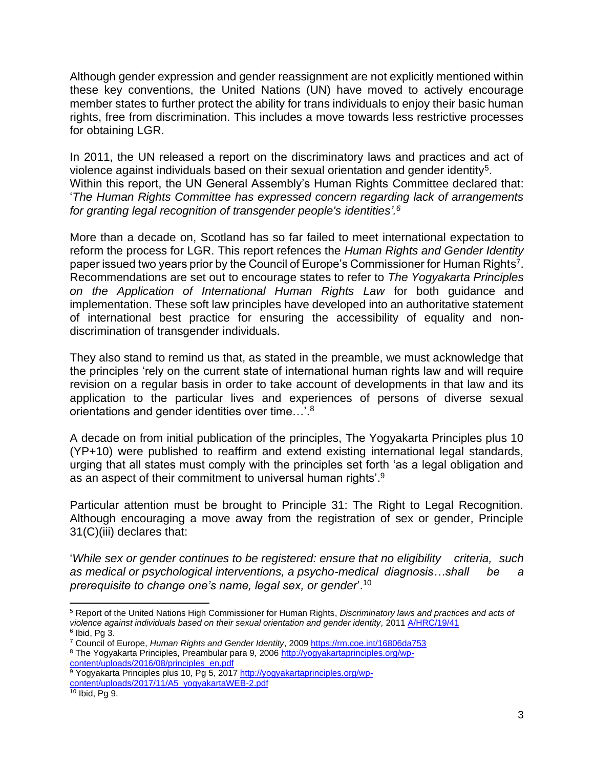Although gender expression and gender reassignment are not explicitly mentioned within these key conventions, the United Nations (UN) have moved to actively encourage member states to further protect the ability for trans individuals to enjoy their basic human rights, free from discrimination. This includes a move towards less restrictive processes for obtaining LGR.

In 2011, the UN released a report on the discriminatory laws and practices and act of violence against individuals based on their sexual orientation and gender identity[5]. Within this report, the UN General Assembly's Human Rights Committee declared that: '*The Human Rights Committee has expressed concern regarding lack of arrangements for granting legal recognition of transgender people's identities'.*[6]

More than a decade on, Scotland has so far failed to meet international expectation to reform the process for LGR. This report refences the *Human Rights and Gender Identity* paper issued two years prior by the Council of Europe's Commissioner for Human Rights[7]. Recommendations are set out to encourage states to refer to *The Yogyakarta Principles on the Application of International Human Rights Law* for both guidance and implementation. These soft law principles have developed into an authoritative statement of international best practice for ensuring the accessibility of equality and non-discrimination of transgender individuals.

They also stand to remind us that, as stated in the preamble, we must acknowledge that the principles 'rely on the current state of international human rights law and will require revision on a regular basis in order to take account of developments in that law and its application to the particular lives and experiences of persons of diverse sexual orientations and gender identities over time…'.[8]

A decade on from initial publication of the principles, The Yogyakarta Principles plus 10 (YP+10) were published to reaffirm and extend existing international legal standards, urging that all states must comply with the principles set forth 'as a legal obligation and as an aspect of their commitment to universal human rights'.[9]

Particular attention must be brought to Principle 31: The Right to Legal Recognition. Although encouraging a move away from the registration of sex or gender, Principle 31(C)(iii) declares that:

'*While sex or gender continues to be registered: ensure that no eligibility criteria, such as medical or psychological interventions, a psycho-medical diagnosis…shall be a prerequisite to change one's name, legal sex, or gender*'.[10]

---

[5] Report of the United Nations High Commissioner for Human Rights, *Discriminatory laws and practices and acts of violence against individuals based on their sexual orientation and gender identity,* 2011 A/HRC/19/41

[6] Ibid, Pg 3.

[7] Council of Europe, *Human Rights and Gender Identity*, 2009 https://rm.coe.int/16806da753

[8] The Yogyakarta Principles, Preambular para 9, 2006 http://yogyakartaprinciples.org/wp-content/uploads/2016/08/principles_en.pdf

[9] Yogyakarta Principles plus 10, Pg 5, 2017 http://yogyakartaprinciples.org/wp-content/uploads/2017/11/A5_yogyakartaWEB-2.pdf

[10] Ibid, Pg 9.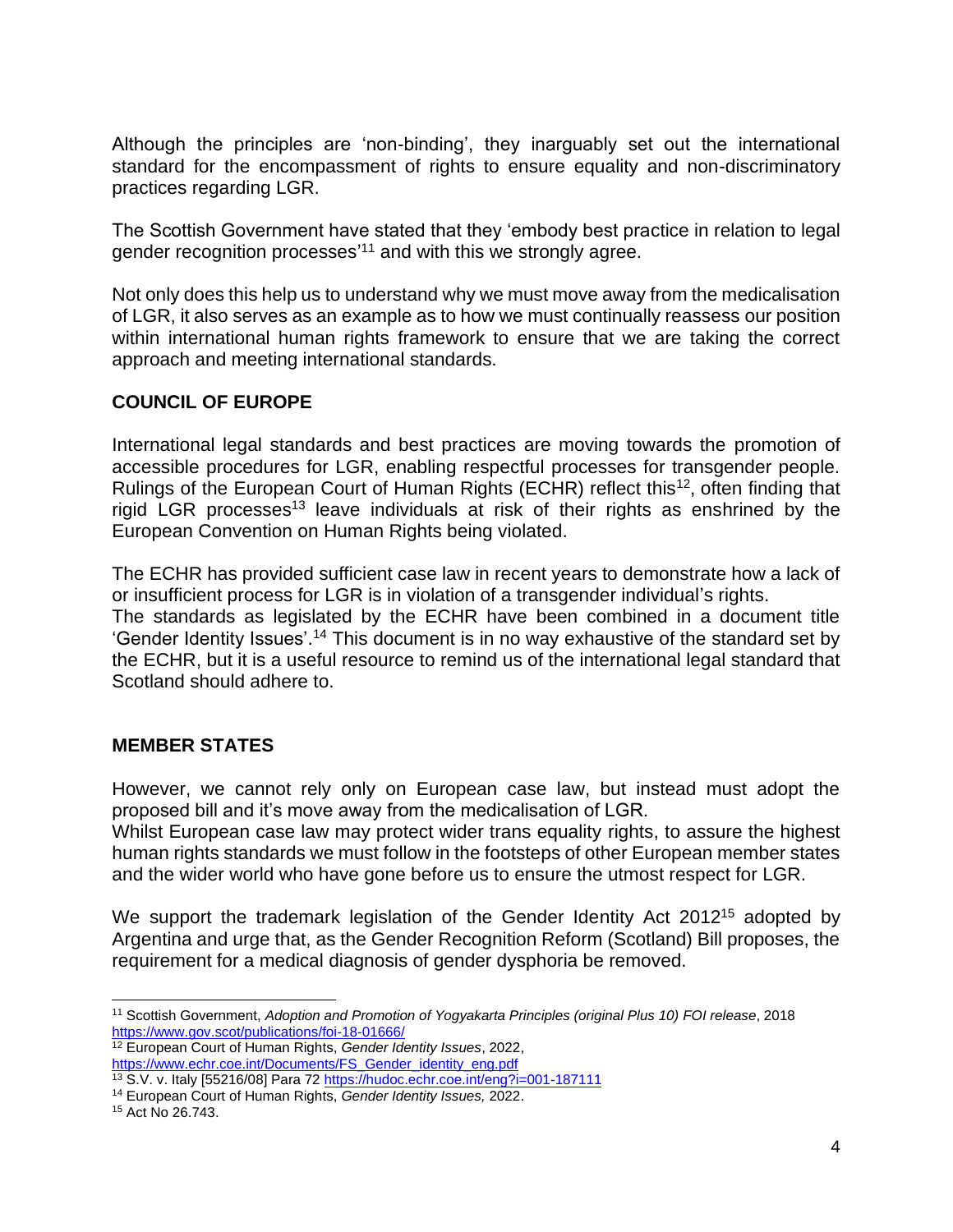Although the principles are 'non-binding', they inarguably set out the international standard for the encompassment of rights to ensure equality and non-discriminatory practices regarding LGR.

The Scottish Government have stated that they 'embody best practice in relation to legal gender recognition processes'[11] and with this we strongly agree.

Not only does this help us to understand why we must move away from the medicalisation of LGR, it also serves as an example as to how we must continually reassess our position within international human rights framework to ensure that we are taking the correct approach and meeting international standards.

## COUNCIL OF EUROPE

International legal standards and best practices are moving towards the promotion of accessible procedures for LGR, enabling respectful processes for transgender people. Rulings of the European Court of Human Rights (ECHR) reflect this[12], often finding that rigid LGR processes[13] leave individuals at risk of their rights as enshrined by the European Convention on Human Rights being violated.

The ECHR has provided sufficient case law in recent years to demonstrate how a lack of or insufficient process for LGR is in violation of a transgender individual's rights.
The standards as legislated by the ECHR have been combined in a document title 'Gender Identity Issues'.[14] This document is in no way exhaustive of the standard set by the ECHR, but it is a useful resource to remind us of the international legal standard that Scotland should adhere to.

## MEMBER STATES

However, we cannot rely only on European case law, but instead must adopt the proposed bill and it's move away from the medicalisation of LGR.
Whilst European case law may protect wider trans equality rights, to assure the highest human rights standards we must follow in the footsteps of other European member states and the wider world who have gone before us to ensure the utmost respect for LGR.

We support the trademark legislation of the Gender Identity Act 2012[15] adopted by Argentina and urge that, as the Gender Recognition Reform (Scotland) Bill proposes, the requirement for a medical diagnosis of gender dysphoria be removed.

---

[11] Scottish Government, *Adoption and Promotion of Yogyakarta Principles (original Plus 10) FOI release*, 2018 https://www.gov.scot/publications/foi-18-01666/

[12] European Court of Human Rights, *Gender Identity Issues*, 2022, https://www.echr.coe.int/Documents/FS_Gender_identity_eng.pdf

[13] S.V. v. Italy [55216/08] Para 72 https://hudoc.echr.coe.int/eng?i=001-187111

[14] European Court of Human Rights, *Gender Identity Issues,* 2022.

[15] Act No 26.743.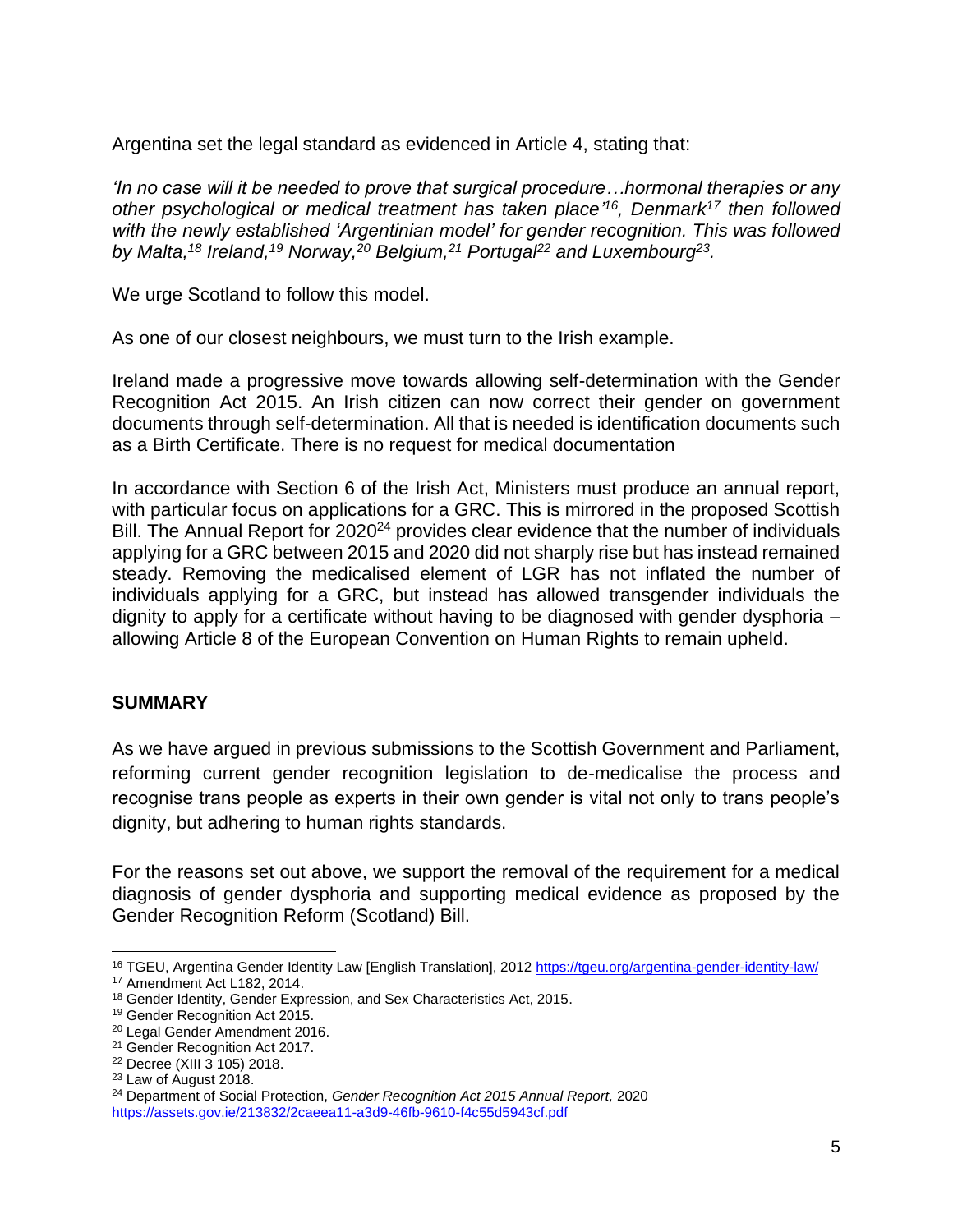Argentina set the legal standard as evidenced in Article 4, stating that:

*'In no case will it be needed to prove that surgical procedure…hormonal therapies or any other psychological or medical treatment has taken place'[16], Denmark[17] then followed with the newly established 'Argentinian model' for gender recognition. This was followed by Malta,[18] Ireland,[19] Norway,[20] Belgium,[21] Portugal[22] and Luxembourg[23].*

We urge Scotland to follow this model.

As one of our closest neighbours, we must turn to the Irish example.

Ireland made a progressive move towards allowing self-determination with the Gender Recognition Act 2015. An Irish citizen can now correct their gender on government documents through self-determination. All that is needed is identification documents such as a Birth Certificate. There is no request for medical documentation

In accordance with Section 6 of the Irish Act, Ministers must produce an annual report, with particular focus on applications for a GRC. This is mirrored in the proposed Scottish Bill. The Annual Report for 2020[24] provides clear evidence that the number of individuals applying for a GRC between 2015 and 2020 did not sharply rise but has instead remained steady. Removing the medicalised element of LGR has not inflated the number of individuals applying for a GRC, but instead has allowed transgender individuals the dignity to apply for a certificate without having to be diagnosed with gender dysphoria – allowing Article 8 of the European Convention on Human Rights to remain upheld.

## SUMMARY

As we have argued in previous submissions to the Scottish Government and Parliament, reforming current gender recognition legislation to de-medicalise the process and recognise trans people as experts in their own gender is vital not only to trans people's dignity, but adhering to human rights standards.

For the reasons set out above, we support the removal of the requirement for a medical diagnosis of gender dysphoria and supporting medical evidence as proposed by the Gender Recognition Reform (Scotland) Bill.

---

[16] TGEU, Argentina Gender Identity Law [English Translation], 2012 https://tgeu.org/argentina-gender-identity-law/

[17] Amendment Act L182, 2014.

[18] Gender Identity, Gender Expression, and Sex Characteristics Act, 2015.

[19] Gender Recognition Act 2015.

[20] Legal Gender Amendment 2016.

[21] Gender Recognition Act 2017.

[22] Decree (XIII 3 105) 2018.

[23] Law of August 2018.

[24] Department of Social Protection, *Gender Recognition Act 2015 Annual Report,* 2020 https://assets.gov.ie/213832/2caeea11-a3d9-46fb-9610-f4c55d5943cf.pdf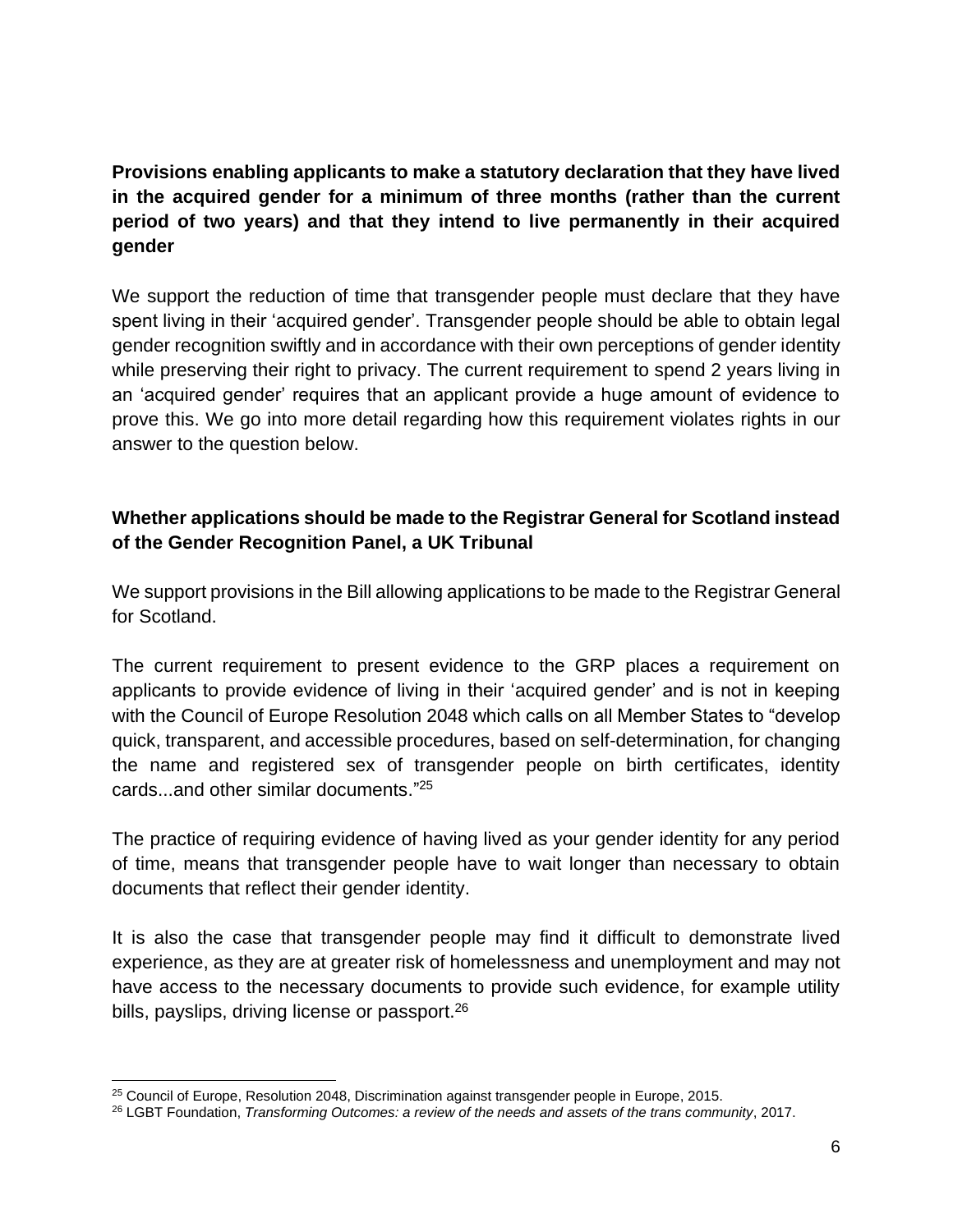**Provisions enabling applicants to make a statutory declaration that they have lived in the acquired gender for a minimum of three months (rather than the current period of two years) and that they intend to live permanently in their acquired gender**

We support the reduction of time that transgender people must declare that they have spent living in their 'acquired gender'. Transgender people should be able to obtain legal gender recognition swiftly and in accordance with their own perceptions of gender identity while preserving their right to privacy. The current requirement to spend 2 years living in an 'acquired gender' requires that an applicant provide a huge amount of evidence to prove this. We go into more detail regarding how this requirement violates rights in our answer to the question below.

**Whether applications should be made to the Registrar General for Scotland instead of the Gender Recognition Panel, a UK Tribunal**

We support provisions in the Bill allowing applications to be made to the Registrar General for Scotland.

The current requirement to present evidence to the GRP places a requirement on applicants to provide evidence of living in their 'acquired gender' and is not in keeping with the Council of Europe Resolution 2048 which calls on all Member States to "develop quick, transparent, and accessible procedures, based on self-determination, for changing the name and registered sex of transgender people on birth certificates, identity cards...and other similar documents."[25]

The practice of requiring evidence of having lived as your gender identity for any period of time, means that transgender people have to wait longer than necessary to obtain documents that reflect their gender identity.

It is also the case that transgender people may find it difficult to demonstrate lived experience, as they are at greater risk of homelessness and unemployment and may not have access to the necessary documents to provide such evidence, for example utility bills, payslips, driving license or passport.[26]

---

[25] Council of Europe, Resolution 2048, Discrimination against transgender people in Europe, 2015.

[26] LGBT Foundation, *Transforming Outcomes: a review of the needs and assets of the trans community*, 2017.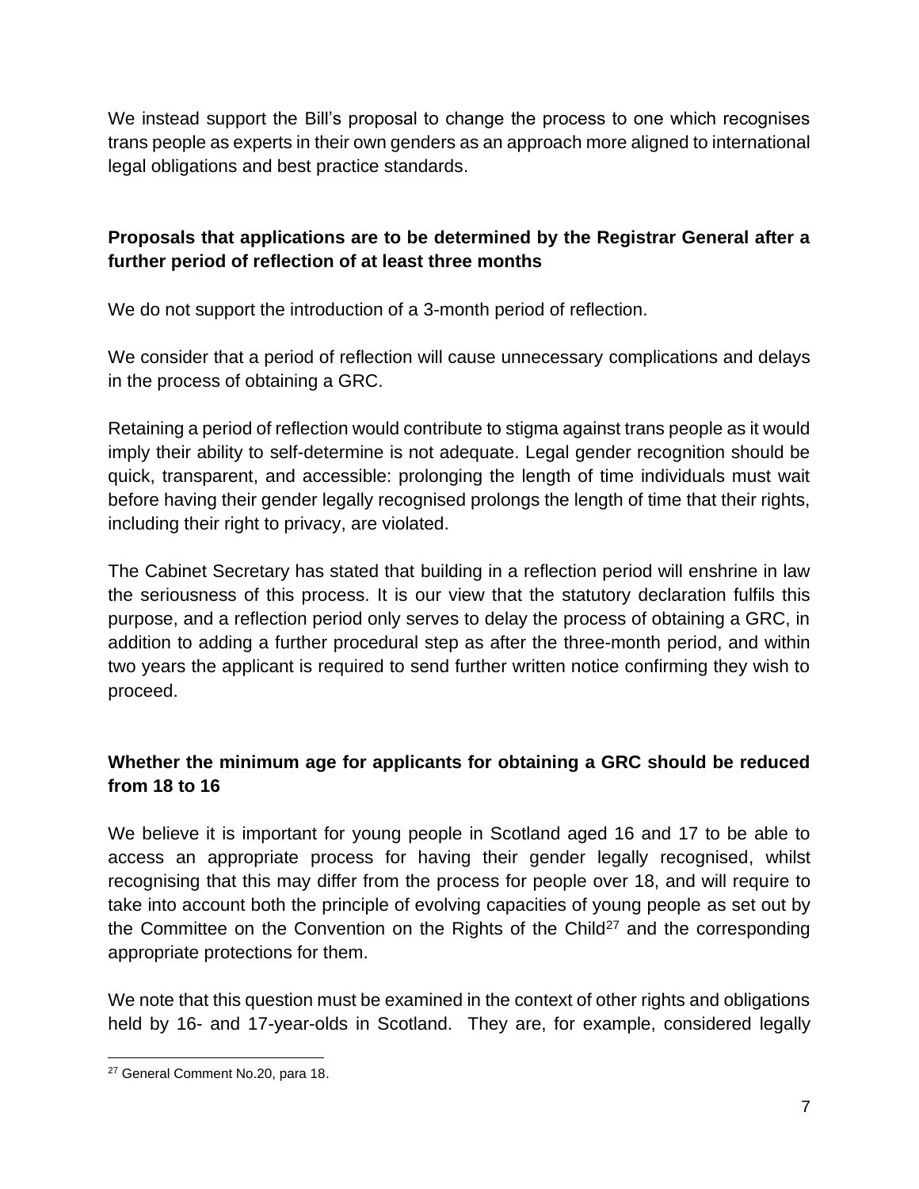We instead support the Bill's proposal to change the process to one which recognises trans people as experts in their own genders as an approach more aligned to international legal obligations and best practice standards.

**Proposals that applications are to be determined by the Registrar General after a further period of reflection of at least three months**

We do not support the introduction of a 3-month period of reflection.

We consider that a period of reflection will cause unnecessary complications and delays in the process of obtaining a GRC.

Retaining a period of reflection would contribute to stigma against trans people as it would imply their ability to self-determine is not adequate. Legal gender recognition should be quick, transparent, and accessible: prolonging the length of time individuals must wait before having their gender legally recognised prolongs the length of time that their rights, including their right to privacy, are violated.

The Cabinet Secretary has stated that building in a reflection period will enshrine in law the seriousness of this process. It is our view that the statutory declaration fulfils this purpose, and a reflection period only serves to delay the process of obtaining a GRC, in addition to adding a further procedural step as after the three-month period, and within two years the applicant is required to send further written notice confirming they wish to proceed.

**Whether the minimum age for applicants for obtaining a GRC should be reduced from 18 to 16**

We believe it is important for young people in Scotland aged 16 and 17 to be able to access an appropriate process for having their gender legally recognised, whilst recognising that this may differ from the process for people over 18, and will require to take into account both the principle of evolving capacities of young people as set out by the Committee on the Convention on the Rights of the Child[27] and the corresponding appropriate protections for them.

We note that this question must be examined in the context of other rights and obligations held by 16- and 17-year-olds in Scotland. They are, for example, considered legally

---

[27] General Comment No.20, para 18.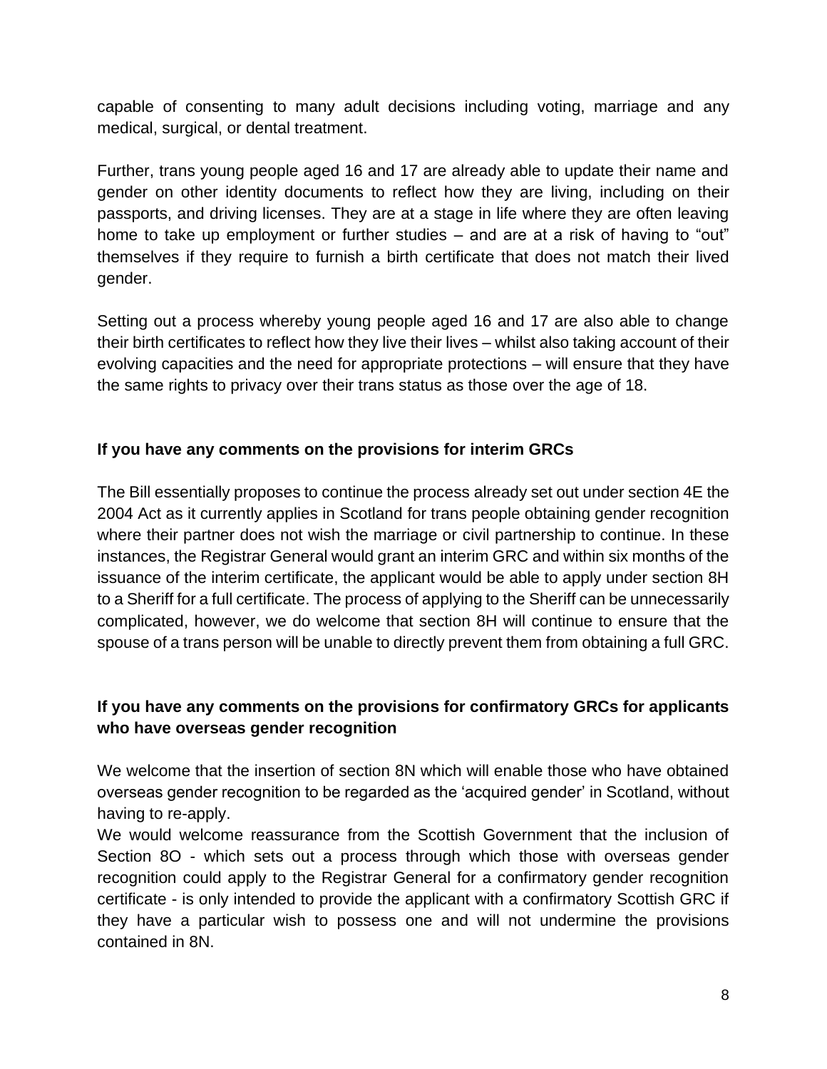capable of consenting to many adult decisions including voting, marriage and any medical, surgical, or dental treatment.

Further, trans young people aged 16 and 17 are already able to update their name and gender on other identity documents to reflect how they are living, including on their passports, and driving licenses. They are at a stage in life where they are often leaving home to take up employment or further studies – and are at a risk of having to "out" themselves if they require to furnish a birth certificate that does not match their lived gender.

Setting out a process whereby young people aged 16 and 17 are also able to change their birth certificates to reflect how they live their lives – whilst also taking account of their evolving capacities and the need for appropriate protections – will ensure that they have the same rights to privacy over their trans status as those over the age of 18.

**If you have any comments on the provisions for interim GRCs**

The Bill essentially proposes to continue the process already set out under section 4E the 2004 Act as it currently applies in Scotland for trans people obtaining gender recognition where their partner does not wish the marriage or civil partnership to continue. In these instances, the Registrar General would grant an interim GRC and within six months of the issuance of the interim certificate, the applicant would be able to apply under section 8H to a Sheriff for a full certificate. The process of applying to the Sheriff can be unnecessarily complicated, however, we do welcome that section 8H will continue to ensure that the spouse of a trans person will be unable to directly prevent them from obtaining a full GRC.

**If you have any comments on the provisions for confirmatory GRCs for applicants who have overseas gender recognition**

We welcome that the insertion of section 8N which will enable those who have obtained overseas gender recognition to be regarded as the 'acquired gender' in Scotland, without having to re-apply.

We would welcome reassurance from the Scottish Government that the inclusion of Section 8O - which sets out a process through which those with overseas gender recognition could apply to the Registrar General for a confirmatory gender recognition certificate - is only intended to provide the applicant with a confirmatory Scottish GRC if they have a particular wish to possess one and will not undermine the provisions contained in 8N.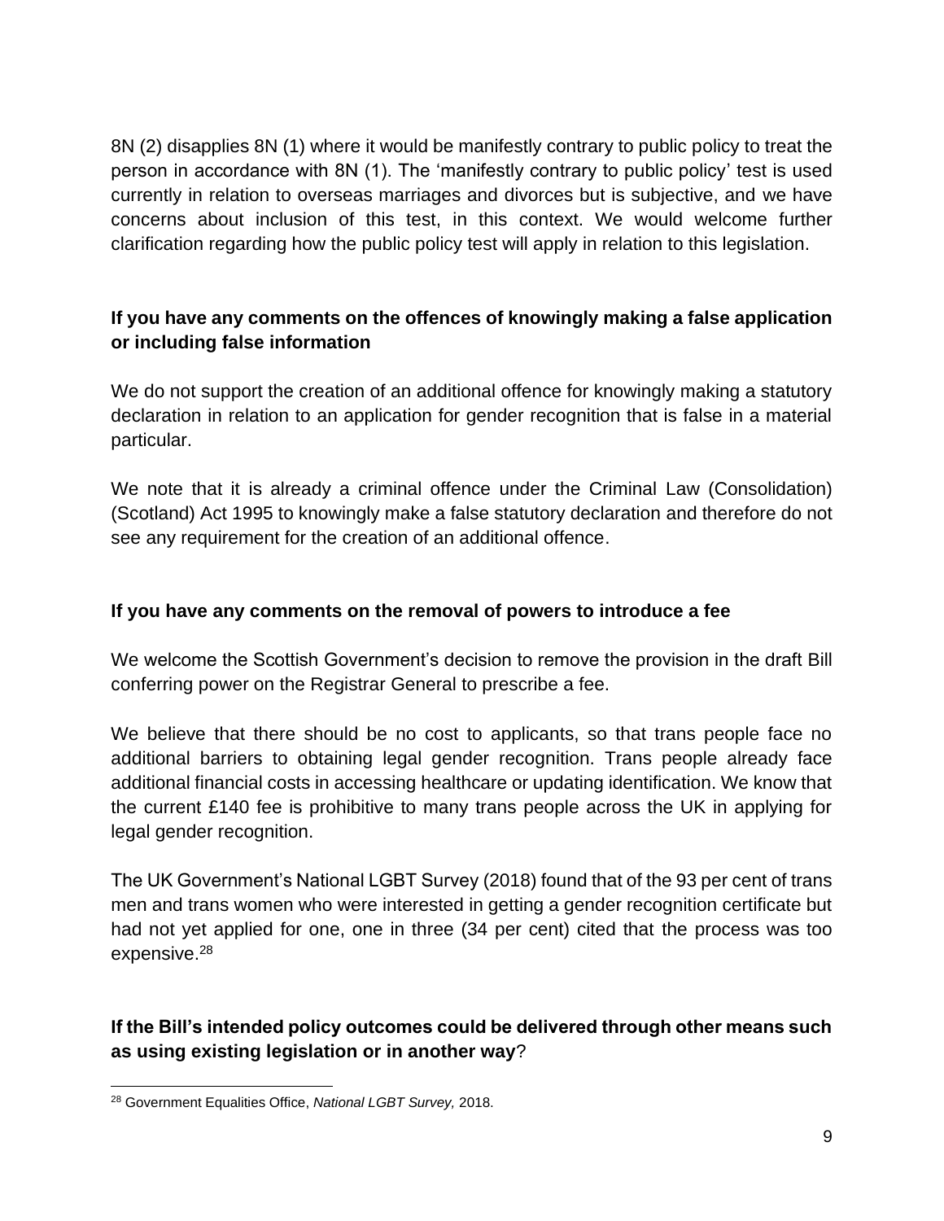8N (2) disapplies 8N (1) where it would be manifestly contrary to public policy to treat the person in accordance with 8N (1). The 'manifestly contrary to public policy' test is used currently in relation to overseas marriages and divorces but is subjective, and we have concerns about inclusion of this test, in this context. We would welcome further clarification regarding how the public policy test will apply in relation to this legislation.

**If you have any comments on the offences of knowingly making a false application or including false information**

We do not support the creation of an additional offence for knowingly making a statutory declaration in relation to an application for gender recognition that is false in a material particular.

We note that it is already a criminal offence under the Criminal Law (Consolidation) (Scotland) Act 1995 to knowingly make a false statutory declaration and therefore do not see any requirement for the creation of an additional offence.

**If you have any comments on the removal of powers to introduce a fee**

We welcome the Scottish Government's decision to remove the provision in the draft Bill conferring power on the Registrar General to prescribe a fee.

We believe that there should be no cost to applicants, so that trans people face no additional barriers to obtaining legal gender recognition. Trans people already face additional financial costs in accessing healthcare or updating identification. We know that the current £140 fee is prohibitive to many trans people across the UK in applying for legal gender recognition.

The UK Government's National LGBT Survey (2018) found that of the 93 per cent of trans men and trans women who were interested in getting a gender recognition certificate but had not yet applied for one, one in three (34 per cent) cited that the process was too expensive.[28]

**If the Bill's intended policy outcomes could be delivered through other means such as using existing legislation or in another way**?

[28] Government Equalities Office, *National LGBT Survey,* 2018.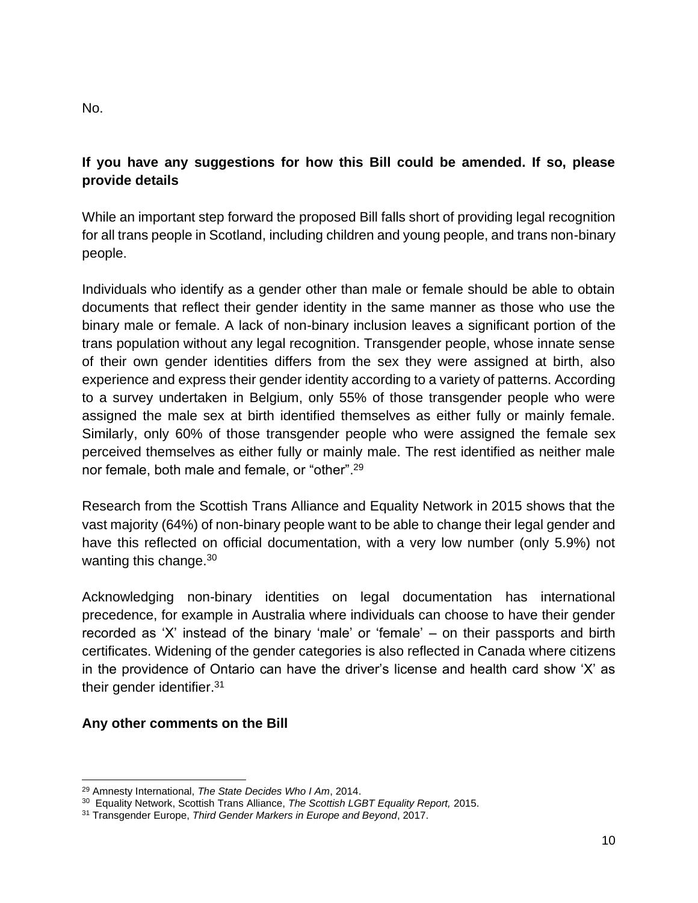No.

**If you have any suggestions for how this Bill could be amended. If so, please provide details**

While an important step forward the proposed Bill falls short of providing legal recognition for all trans people in Scotland, including children and young people, and trans non-binary people.

Individuals who identify as a gender other than male or female should be able to obtain documents that reflect their gender identity in the same manner as those who use the binary male or female. A lack of non-binary inclusion leaves a significant portion of the trans population without any legal recognition. Transgender people, whose innate sense of their own gender identities differs from the sex they were assigned at birth, also experience and express their gender identity according to a variety of patterns. According to a survey undertaken in Belgium, only 55% of those transgender people who were assigned the male sex at birth identified themselves as either fully or mainly female. Similarly, only 60% of those transgender people who were assigned the female sex perceived themselves as either fully or mainly male. The rest identified as neither male nor female, both male and female, or “other”.[29]

Research from the Scottish Trans Alliance and Equality Network in 2015 shows that the vast majority (64%) of non-binary people want to be able to change their legal gender and have this reflected on official documentation, with a very low number (only 5.9%) not wanting this change.[30]

Acknowledging non-binary identities on legal documentation has international precedence, for example in Australia where individuals can choose to have their gender recorded as ‘X’ instead of the binary ‘male’ or ‘female’ – on their passports and birth certificates. Widening of the gender categories is also reflected in Canada where citizens in the providence of Ontario can have the driver’s license and health card show ‘X’ as their gender identifier.[31]

**Any other comments on the Bill**

---

[29] Amnesty International, *The State Decides Who I Am*, 2014.

[30] Equality Network, Scottish Trans Alliance, *The Scottish LGBT Equality Report,* 2015.

[31] Transgender Europe, *Third Gender Markers in Europe and Beyond*, 2017.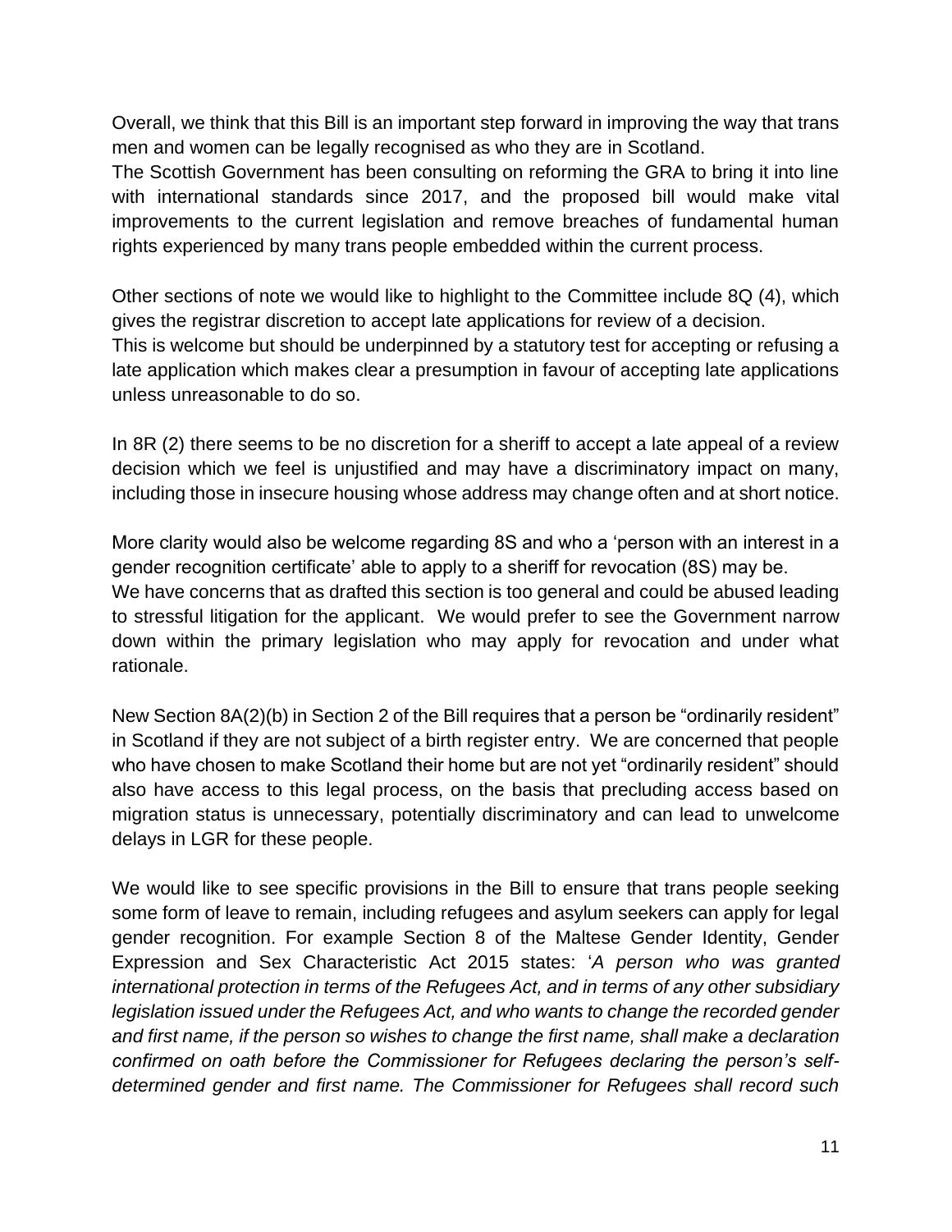Overall, we think that this Bill is an important step forward in improving the way that trans men and women can be legally recognised as who they are in Scotland.
The Scottish Government has been consulting on reforming the GRA to bring it into line with international standards since 2017, and the proposed bill would make vital improvements to the current legislation and remove breaches of fundamental human rights experienced by many trans people embedded within the current process.

Other sections of note we would like to highlight to the Committee include 8Q (4), which gives the registrar discretion to accept late applications for review of a decision.
This is welcome but should be underpinned by a statutory test for accepting or refusing a late application which makes clear a presumption in favour of accepting late applications unless unreasonable to do so.

In 8R (2) there seems to be no discretion for a sheriff to accept a late appeal of a review decision which we feel is unjustified and may have a discriminatory impact on many, including those in insecure housing whose address may change often and at short notice.

More clarity would also be welcome regarding 8S and who a 'person with an interest in a gender recognition certificate' able to apply to a sheriff for revocation (8S) may be.
We have concerns that as drafted this section is too general and could be abused leading to stressful litigation for the applicant. We would prefer to see the Government narrow down within the primary legislation who may apply for revocation and under what rationale.

New Section 8A(2)(b) in Section 2 of the Bill requires that a person be "ordinarily resident" in Scotland if they are not subject of a birth register entry. We are concerned that people who have chosen to make Scotland their home but are not yet "ordinarily resident" should also have access to this legal process, on the basis that precluding access based on migration status is unnecessary, potentially discriminatory and can lead to unwelcome delays in LGR for these people.

We would like to see specific provisions in the Bill to ensure that trans people seeking some form of leave to remain, including refugees and asylum seekers can apply for legal gender recognition. For example Section 8 of the Maltese Gender Identity, Gender Expression and Sex Characteristic Act 2015 states: '*A person who was granted international protection in terms of the Refugees Act, and in terms of any other subsidiary legislation issued under the Refugees Act, and who wants to change the recorded gender and first name, if the person so wishes to change the first name, shall make a declaration confirmed on oath before the Commissioner for Refugees declaring the person's self-determined gender and first name. The Commissioner for Refugees shall record such*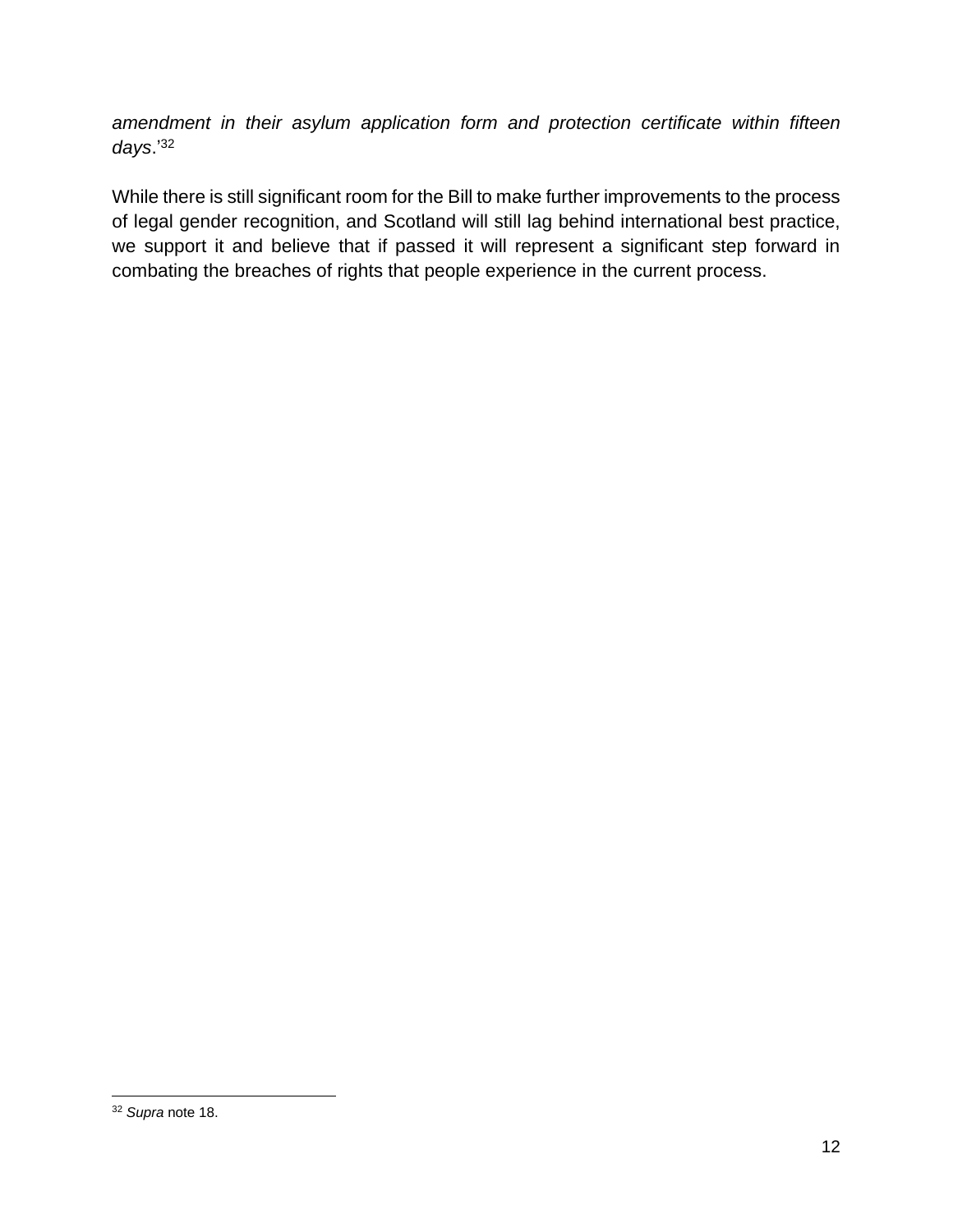*amendment in their asylum application form and protection certificate within fifteen days*.'[32]

While there is still significant room for the Bill to make further improvements to the process of legal gender recognition, and Scotland will still lag behind international best practice, we support it and believe that if passed it will represent a significant step forward in combating the breaches of rights that people experience in the current process.

---

[32] *Supra* note 18.